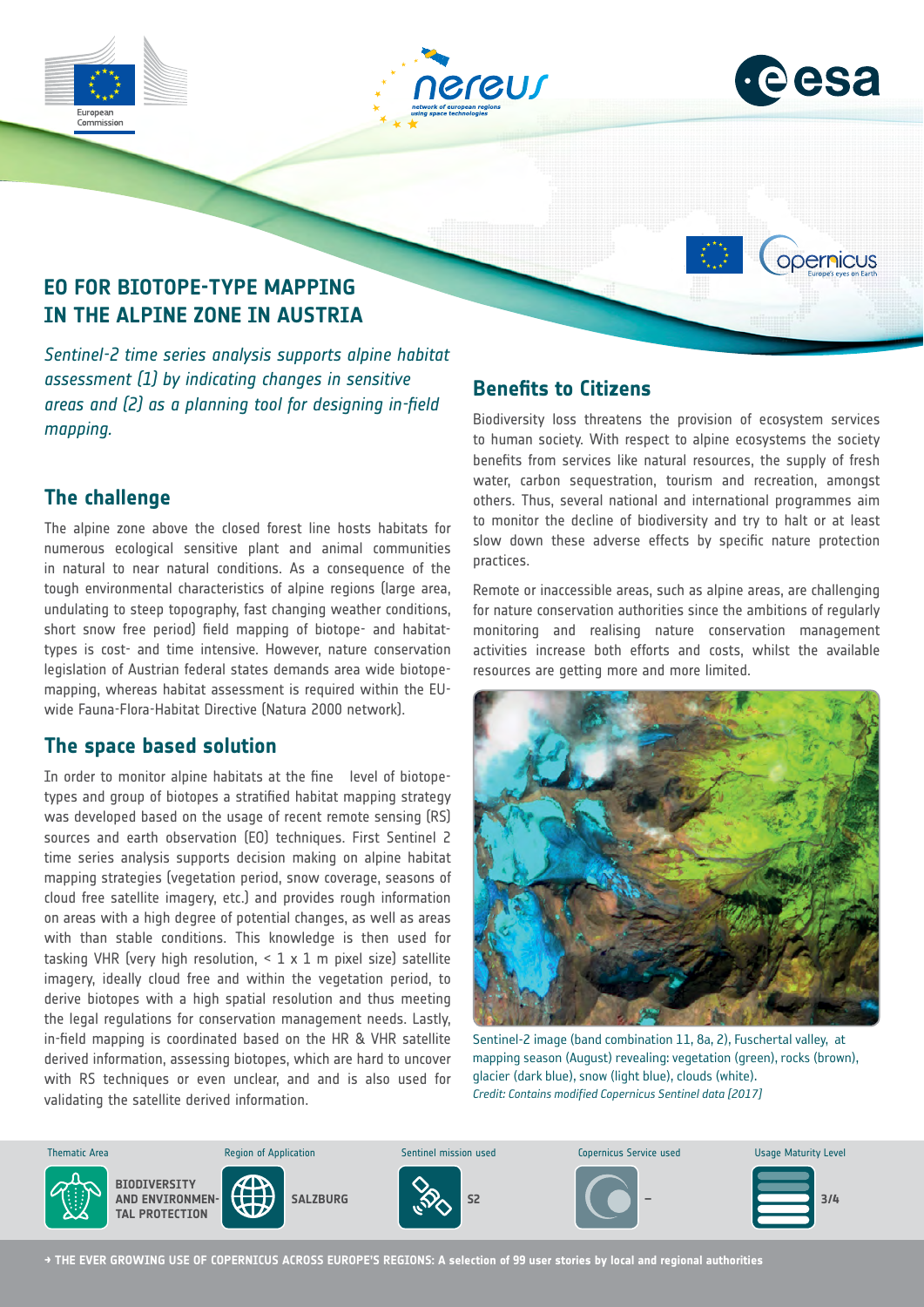# EO FOR BIOTOPE-TYPE MAPPING IN THE ALPINE ZONE IN AUSTRIA

*Sentinel-2 time series analysis supports alpine habitat assessment (1) by indicating changes in sensitive areas and (2) as a planning tool for designing in-field mapping.*

## The challenge

The alpine zone above the closed forest line hosts habitats for numerous ecological sensitive plant and animal communities in natural to near natural conditions. As a consequence of the tough environmental characteristics of alpine regions (large area, undulating to steep topography, fast changing weather conditions, short snow free period) field mapping of biotope- and habitat-types is cost- and time intensive. However, nature conservation legislation of Austrian federal states demands area wide biotope-mapping, whereas habitat assessment is required within the EU-wide Fauna-Flora-Habitat Directive (Natura 2000 network).

## The space based solution

In order to monitor alpine habitats at the fine level of biotope-types and group of biotopes a stratified habitat mapping strategy was developed based on the usage of recent remote sensing (RS) sources and earth observation (EO) techniques. First Sentinel 2 time series analysis supports decision making on alpine habitat mapping strategies (vegetation period, snow coverage, seasons of cloud free satellite imagery, etc.) and provides rough information on areas with a high degree of potential changes, as well as areas with than stable conditions. This knowledge is then used for tasking VHR (very high resolution, < 1 x 1 m pixel size) satellite imagery, ideally cloud free and within the vegetation period, to derive biotopes with a high spatial resolution and thus meeting the legal regulations for conservation management needs. Lastly, in-field mapping is coordinated based on the HR & VHR satellite derived information, assessing biotopes, which are hard to uncover with RS techniques or even unclear, and and is also used for validating the satellite derived information.

## Benefits to Citizens

Biodiversity loss threatens the provision of ecosystem services to human society. With respect to alpine ecosystems the society benefits from services like natural resources, the supply of fresh water, carbon sequestration, tourism and recreation, amongst others. Thus, several national and international programmes aim to monitor the decline of biodiversity and try to halt or at least slow down these adverse effects by specific nature protection practices.

Remote or inaccessible areas, such as alpine areas, are challenging for nature conservation authorities since the ambitions of regularly monitoring and realising nature conservation management activities increase both efforts and costs, whilst the available resources are getting more and more limited.

Sentinel-2 image (band combination 11, 8a, 2), Fuschertal valley, at mapping season (August) revealing: vegetation (green), rocks (brown), glacier (dark blue), snow (light blue), clouds (white).
*Credit: Contains modified Copernicus Sentinel data [2017]*

| Thematic Area | Region of Application | Sentinel mission used | Copernicus Service used | Usage Maturity Level |
|---|---|---|---|---|
| BIODIVERSITY AND ENVIRONMENTAL PROTECTION | SALZBURG | S2 | – | 3/4 |

→ THE EVER GROWING USE OF COPERNICUS ACROSS EUROPE'S REGIONS: A selection of 99 user stories by local and regional authorities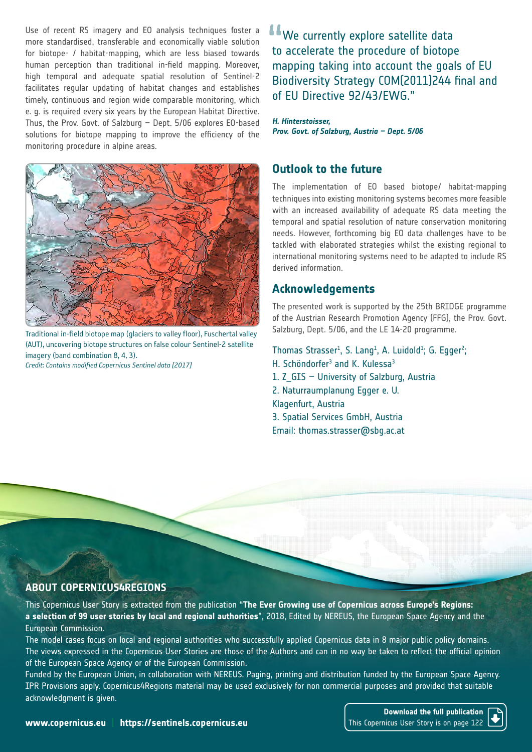Use of recent RS imagery and EO analysis techniques foster a more standardised, transferable and economically viable solution for biotope- / habitat-mapping, which are less biased towards human perception than traditional in-field mapping. Moreover, high temporal and adequate spatial resolution of Sentinel-2 facilitates regular updating of habitat changes and establishes timely, continuous and region wide comparable monitoring, which e. g. is required every six years by the European Habitat Directive. Thus, the Prov. Govt. of Salzburg – Dept. 5/06 explores EO-based solutions for biotope mapping to improve the efficiency of the monitoring procedure in alpine areas.

Traditional in-field biotope map (glaciers to valley floor), Fuschertal valley (AUT), uncovering biotope structures on false colour Sentinel-2 satellite imagery (band combination 8, 4, 3).
*Credit: Contains modified Copernicus Sentinel data [2017]*

> "We currently explore satellite data to accelerate the procedure of biotope mapping taking into account the goals of EU Biodiversity Strategy COM(2011)244 final and of EU Directive 92/43/EWG."

***H. Hinterstoisser, Prov. Govt. of Salzburg, Austria – Dept. 5/06***

## Outlook to the future

The implementation of EO based biotope/ habitat-mapping techniques into existing monitoring systems becomes more feasible with an increased availability of adequate RS data meeting the temporal and spatial resolution of nature conservation monitoring needs. However, forthcoming big EO data challenges have to be tackled with elaborated strategies whilst the existing regional to international monitoring systems need to be adapted to include RS derived information.

## Acknowledgements

The presented work is supported by the 25th BRIDGE programme of the Austrian Research Promotion Agency (FFG), the Prov. Govt. Salzburg, Dept. 5/06, and the LE 14-20 programme.

Thomas Strasser[1], S. Lang[1], A. Luidold[1]; G. Egger[2]; H. Schöndorfer[3] and K. Kulessa[3]
1. Z_GIS – University of Salzburg, Austria
2. Naturraumplanung Egger e. U. Klagenfurt, Austria
3. Spatial Services GmbH, Austria
Email: thomas.strasser@sbg.ac.at

## ABOUT COPERNICUS4REGIONS

This Copernicus User Story is extracted from the publication "**The Ever Growing use of Copernicus across Europe's Regions: a selection of 99 user stories by local and regional authorities**", 2018, Edited by NEREUS, the European Space Agency and the European Commission.

The model cases focus on local and regional authorities who successfully applied Copernicus data in 8 major public policy domains. The views expressed in the Copernicus User Stories are those of the Authors and can in no way be taken to reflect the official opinion of the European Space Agency or of the European Commission.

Funded by the European Union, in collaboration with NEREUS. Paging, printing and distribution funded by the European Space Agency. IPR Provisions apply. Copernicus4Regions material may be used exclusively for non commercial purposes and provided that suitable acknowledgment is given.

**www.copernicus.eu** | **https://sentinels.copernicus.eu**

**Download the full publication**
This Copernicus User Story is on page 122